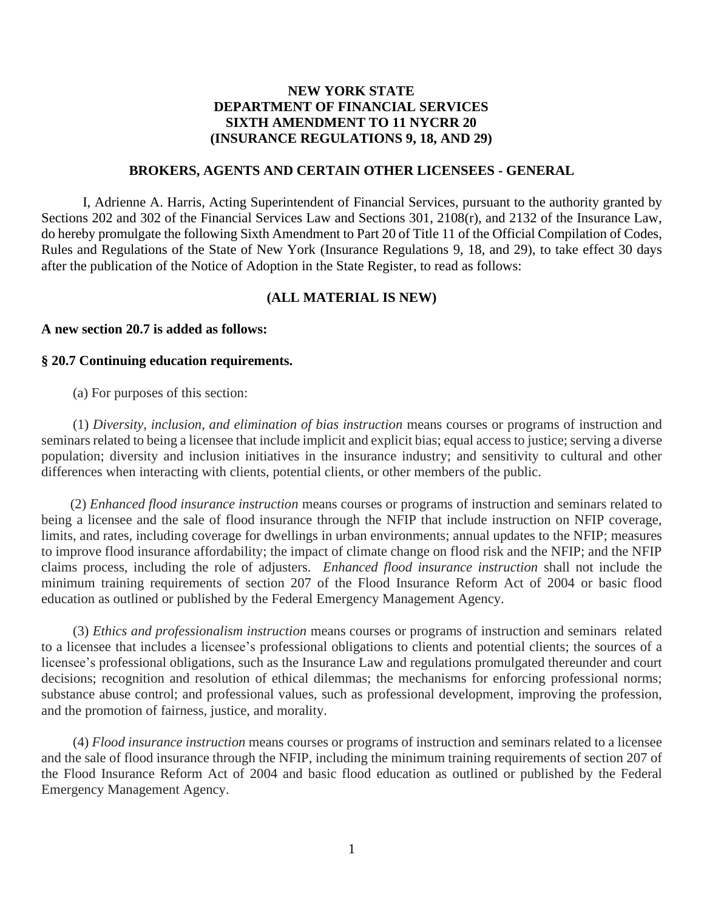**NEW YORK STATE**
**DEPARTMENT OF FINANCIAL SERVICES**
**SIXTH AMENDMENT TO 11 NYCRR 20**
**(INSURANCE REGULATIONS 9, 18, AND 29)**

**BROKERS, AGENTS AND CERTAIN OTHER LICENSEES - GENERAL**

I, Adrienne A. Harris, Acting Superintendent of Financial Services, pursuant to the authority granted by Sections 202 and 302 of the Financial Services Law and Sections 301, 2108(r), and 2132 of the Insurance Law, do hereby promulgate the following Sixth Amendment to Part 20 of Title 11 of the Official Compilation of Codes, Rules and Regulations of the State of New York (Insurance Regulations 9, 18, and 29), to take effect 30 days after the publication of the Notice of Adoption in the State Register, to read as follows:

**(ALL MATERIAL IS NEW)**

**A new section 20.7 is added as follows:**

**§ 20.7 Continuing education requirements.**

(a) For purposes of this section:

(1) *Diversity, inclusion, and elimination of bias instruction* means courses or programs of instruction and seminars related to being a licensee that include implicit and explicit bias; equal access to justice; serving a diverse population; diversity and inclusion initiatives in the insurance industry; and sensitivity to cultural and other differences when interacting with clients, potential clients, or other members of the public.

(2) *Enhanced flood insurance instruction* means courses or programs of instruction and seminars related to being a licensee and the sale of flood insurance through the NFIP that include instruction on NFIP coverage, limits, and rates, including coverage for dwellings in urban environments; annual updates to the NFIP; measures to improve flood insurance affordability; the impact of climate change on flood risk and the NFIP; and the NFIP claims process, including the role of adjusters. *Enhanced flood insurance instruction* shall not include the minimum training requirements of section 207 of the Flood Insurance Reform Act of 2004 or basic flood education as outlined or published by the Federal Emergency Management Agency.

(3) *Ethics and professionalism instruction* means courses or programs of instruction and seminars related to a licensee that includes a licensee's professional obligations to clients and potential clients; the sources of a licensee's professional obligations, such as the Insurance Law and regulations promulgated thereunder and court decisions; recognition and resolution of ethical dilemmas; the mechanisms for enforcing professional norms; substance abuse control; and professional values, such as professional development, improving the profession, and the promotion of fairness, justice, and morality.

(4) *Flood insurance instruction* means courses or programs of instruction and seminars related to a licensee and the sale of flood insurance through the NFIP, including the minimum training requirements of section 207 of the Flood Insurance Reform Act of 2004 and basic flood education as outlined or published by the Federal Emergency Management Agency.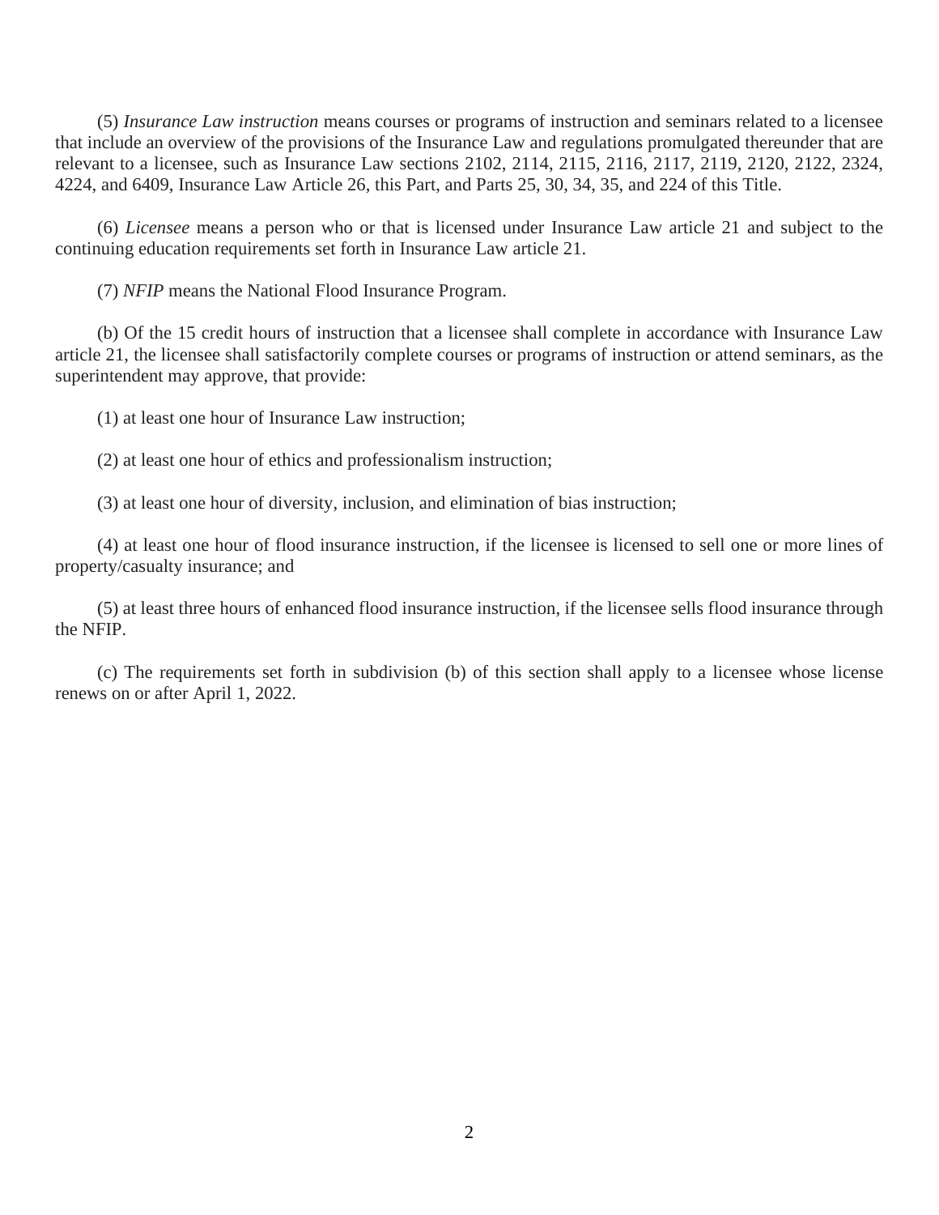(5) *Insurance Law instruction* means courses or programs of instruction and seminars related to a licensee that include an overview of the provisions of the Insurance Law and regulations promulgated thereunder that are relevant to a licensee, such as Insurance Law sections 2102, 2114, 2115, 2116, 2117, 2119, 2120, 2122, 2324, 4224, and 6409, Insurance Law Article 26, this Part, and Parts 25, 30, 34, 35, and 224 of this Title.

(6) *Licensee* means a person who or that is licensed under Insurance Law article 21 and subject to the continuing education requirements set forth in Insurance Law article 21.

(7) *NFIP* means the National Flood Insurance Program.

(b) Of the 15 credit hours of instruction that a licensee shall complete in accordance with Insurance Law article 21, the licensee shall satisfactorily complete courses or programs of instruction or attend seminars, as the superintendent may approve, that provide:

(1) at least one hour of Insurance Law instruction;

(2) at least one hour of ethics and professionalism instruction;

(3) at least one hour of diversity, inclusion, and elimination of bias instruction;

(4) at least one hour of flood insurance instruction, if the licensee is licensed to sell one or more lines of property/casualty insurance; and

(5) at least three hours of enhanced flood insurance instruction, if the licensee sells flood insurance through the NFIP.

(c) The requirements set forth in subdivision (b) of this section shall apply to a licensee whose license renews on or after April 1, 2022.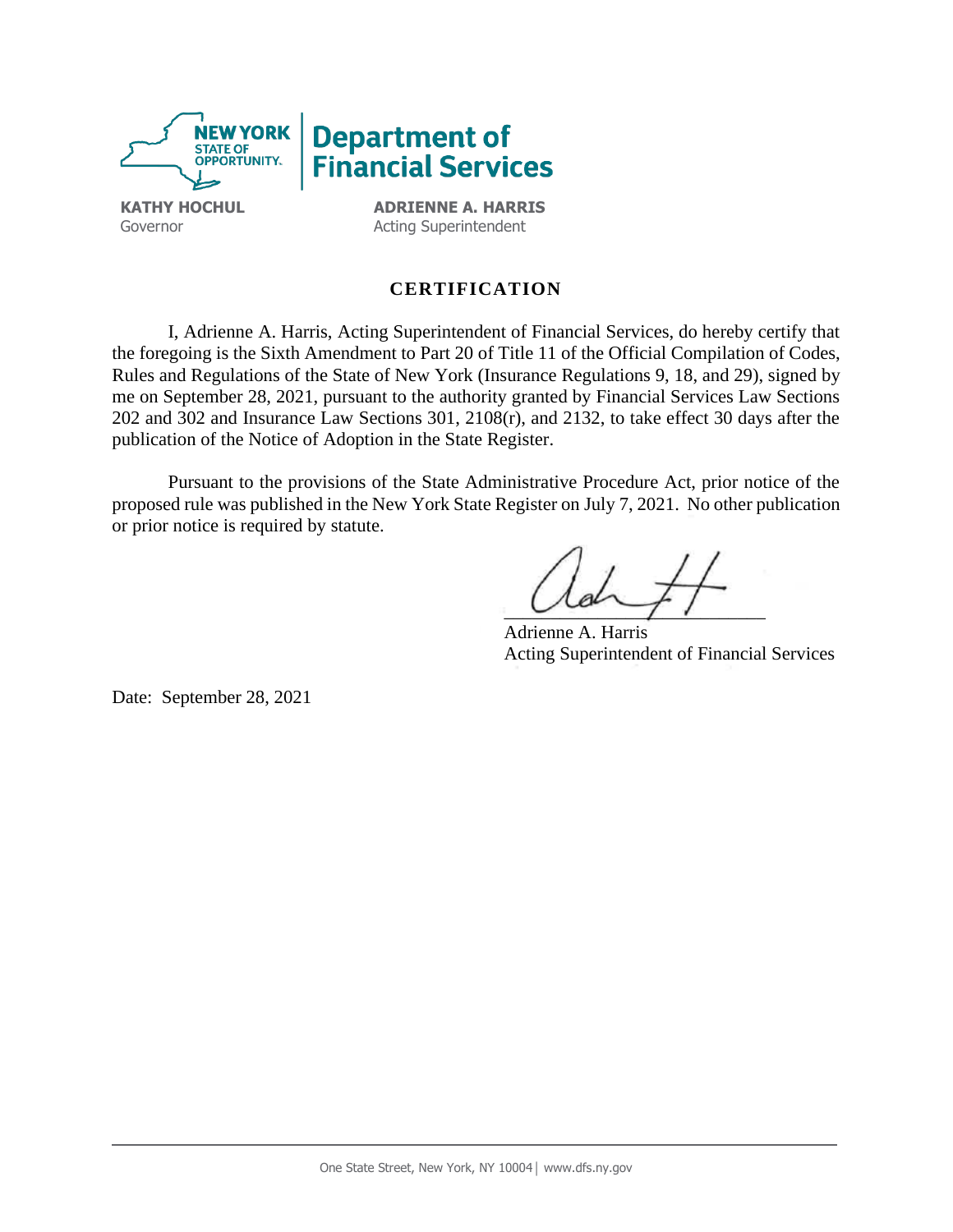NEW YORK STATE OF OPPORTUNITY. | Department of Financial Services

**KATHY HOCHUL**
Governor

**ADRIENNE A. HARRIS**
Acting Superintendent

## CERTIFICATION

I, Adrienne A. Harris, Acting Superintendent of Financial Services, do hereby certify that the foregoing is the Sixth Amendment to Part 20 of Title 11 of the Official Compilation of Codes, Rules and Regulations of the State of New York (Insurance Regulations 9, 18, and 29), signed by me on September 28, 2021, pursuant to the authority granted by Financial Services Law Sections 202 and 302 and Insurance Law Sections 301, 2108(r), and 2132, to take effect 30 days after the publication of the Notice of Adoption in the State Register.

Pursuant to the provisions of the State Administrative Procedure Act, prior notice of the proposed rule was published in the New York State Register on July 7, 2021. No other publication or prior notice is required by statute.

Adrienne A. Harris
Acting Superintendent of Financial Services

Date: September 28, 2021

One State Street, New York, NY 10004 | www.dfs.ny.gov